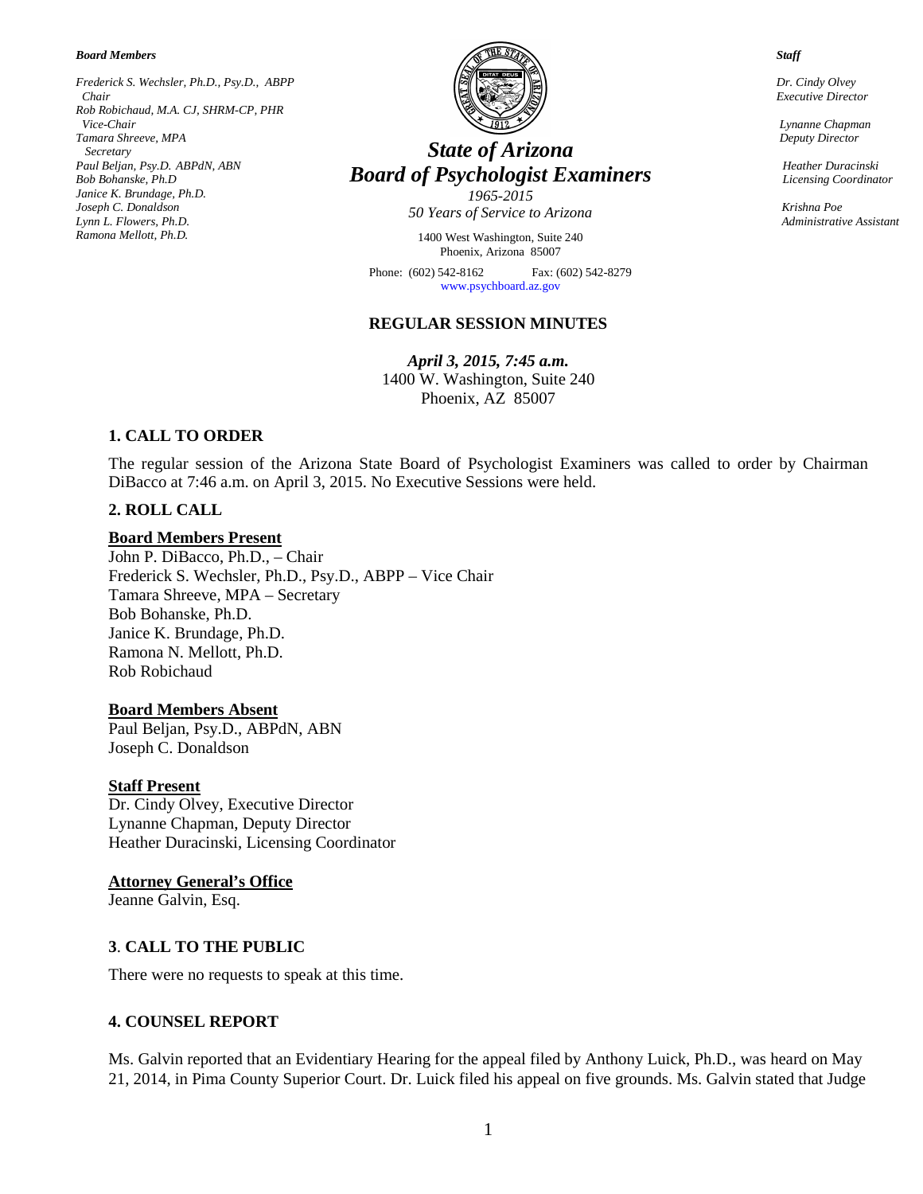*Board Members*

*Frederick S. Wechsler, Ph.D., Psy.D., ABPP*
*Chair*
*Rob Robichaud, M.A. CJ, SHRM-CP, PHR*
*Vice-Chair*
*Tamara Shreeve, MPA*
*Secretary*
*Paul Beljan, Psy.D. ABPdN, ABN*
*Bob Bohanske, Ph.D*
*Janice K. Brundage, Ph.D.*
*Joseph C. Donaldson*
*Lynn L. Flowers, Ph.D.*
*Ramona Mellott, Ph.D.*

# *State of Arizona*
# *Board of Psychologist Examiners*

*1965-2015*
*50 Years of Service to Arizona*

1400 West Washington, Suite 240
Phoenix, Arizona 85007

Phone: (602) 542-8162 Fax: (602) 542-8279
www.psychboard.az.gov

*Staff*

*Dr. Cindy Olvey*
*Executive Director*

*Lynanne Chapman*
*Deputy Director*

*Heather Duracinski*
*Licensing Coordinator*

*Krishna Poe*
*Administrative Assistant*

## REGULAR SESSION MINUTES

***April 3, 2015, 7:45 a.m.***
1400 W. Washington, Suite 240
Phoenix, AZ 85007

### 1. CALL TO ORDER

The regular session of the Arizona State Board of Psychologist Examiners was called to order by Chairman DiBacco at 7:46 a.m. on April 3, 2015. No Executive Sessions were held.

### 2. ROLL CALL

**Board Members Present**
John P. DiBacco, Ph.D., – Chair
Frederick S. Wechsler, Ph.D., Psy.D., ABPP – Vice Chair
Tamara Shreeve, MPA – Secretary
Bob Bohanske, Ph.D.
Janice K. Brundage, Ph.D.
Ramona N. Mellott, Ph.D.
Rob Robichaud

**Board Members Absent**
Paul Beljan, Psy.D., ABPdN, ABN
Joseph C. Donaldson

**Staff Present**
Dr. Cindy Olvey, Executive Director
Lynanne Chapman, Deputy Director
Heather Duracinski, Licensing Coordinator

**Attorney General's Office**
Jeanne Galvin, Esq.

### 3. CALL TO THE PUBLIC

There were no requests to speak at this time.

### 4. COUNSEL REPORT

Ms. Galvin reported that an Evidentiary Hearing for the appeal filed by Anthony Luick, Ph.D., was heard on May 21, 2014, in Pima County Superior Court. Dr. Luick filed his appeal on five grounds. Ms. Galvin stated that Judge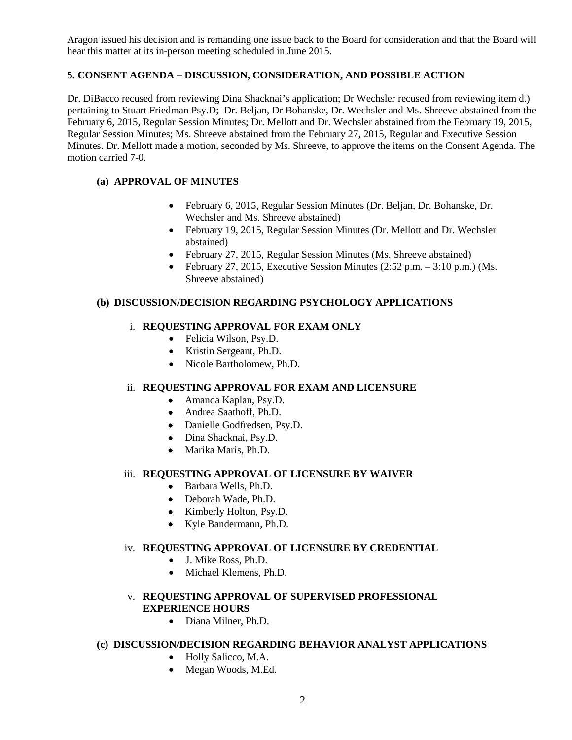Aragon issued his decision and is remanding one issue back to the Board for consideration and that the Board will hear this matter at its in-person meeting scheduled in June 2015.

## 5. CONSENT AGENDA – DISCUSSION, CONSIDERATION, AND POSSIBLE ACTION

Dr. DiBacco recused from reviewing Dina Shacknai's application; Dr Wechsler recused from reviewing item d.) pertaining to Stuart Friedman Psy.D; Dr. Beljan, Dr Bohanske, Dr. Wechsler and Ms. Shreeve abstained from the February 6, 2015, Regular Session Minutes; Dr. Mellott and Dr. Wechsler abstained from the February 19, 2015, Regular Session Minutes; Ms. Shreeve abstained from the February 27, 2015, Regular and Executive Session Minutes. Dr. Mellott made a motion, seconded by Ms. Shreeve, to approve the items on the Consent Agenda. The motion carried 7-0.

### (a) APPROVAL OF MINUTES

- February 6, 2015, Regular Session Minutes (Dr. Beljan, Dr. Bohanske, Dr. Wechsler and Ms. Shreeve abstained)
- February 19, 2015, Regular Session Minutes (Dr. Mellott and Dr. Wechsler abstained)
- February 27, 2015, Regular Session Minutes (Ms. Shreeve abstained)
- February 27, 2015, Executive Session Minutes (2:52 p.m. – 3:10 p.m.) (Ms. Shreeve abstained)

### (b) DISCUSSION/DECISION REGARDING PSYCHOLOGY APPLICATIONS

i. **REQUESTING APPROVAL FOR EXAM ONLY**
- Felicia Wilson, Psy.D.
- Kristin Sergeant, Ph.D.
- Nicole Bartholomew, Ph.D.

ii. **REQUESTING APPROVAL FOR EXAM AND LICENSURE**
- Amanda Kaplan, Psy.D.
- Andrea Saathoff, Ph.D.
- Danielle Godfredsen, Psy.D.
- Dina Shacknai, Psy.D.
- Marika Maris, Ph.D.

iii. **REQUESTING APPROVAL OF LICENSURE BY WAIVER**
- Barbara Wells, Ph.D.
- Deborah Wade, Ph.D.
- Kimberly Holton, Psy.D.
- Kyle Bandermann, Ph.D.

iv. **REQUESTING APPROVAL OF LICENSURE BY CREDENTIAL**
- J. Mike Ross, Ph.D.
- Michael Klemens, Ph.D.

v. **REQUESTING APPROVAL OF SUPERVISED PROFESSIONAL EXPERIENCE HOURS**
- Diana Milner, Ph.D.

### (c) DISCUSSION/DECISION REGARDING BEHAVIOR ANALYST APPLICATIONS

- Holly Salicco, M.A.
- Megan Woods, M.Ed.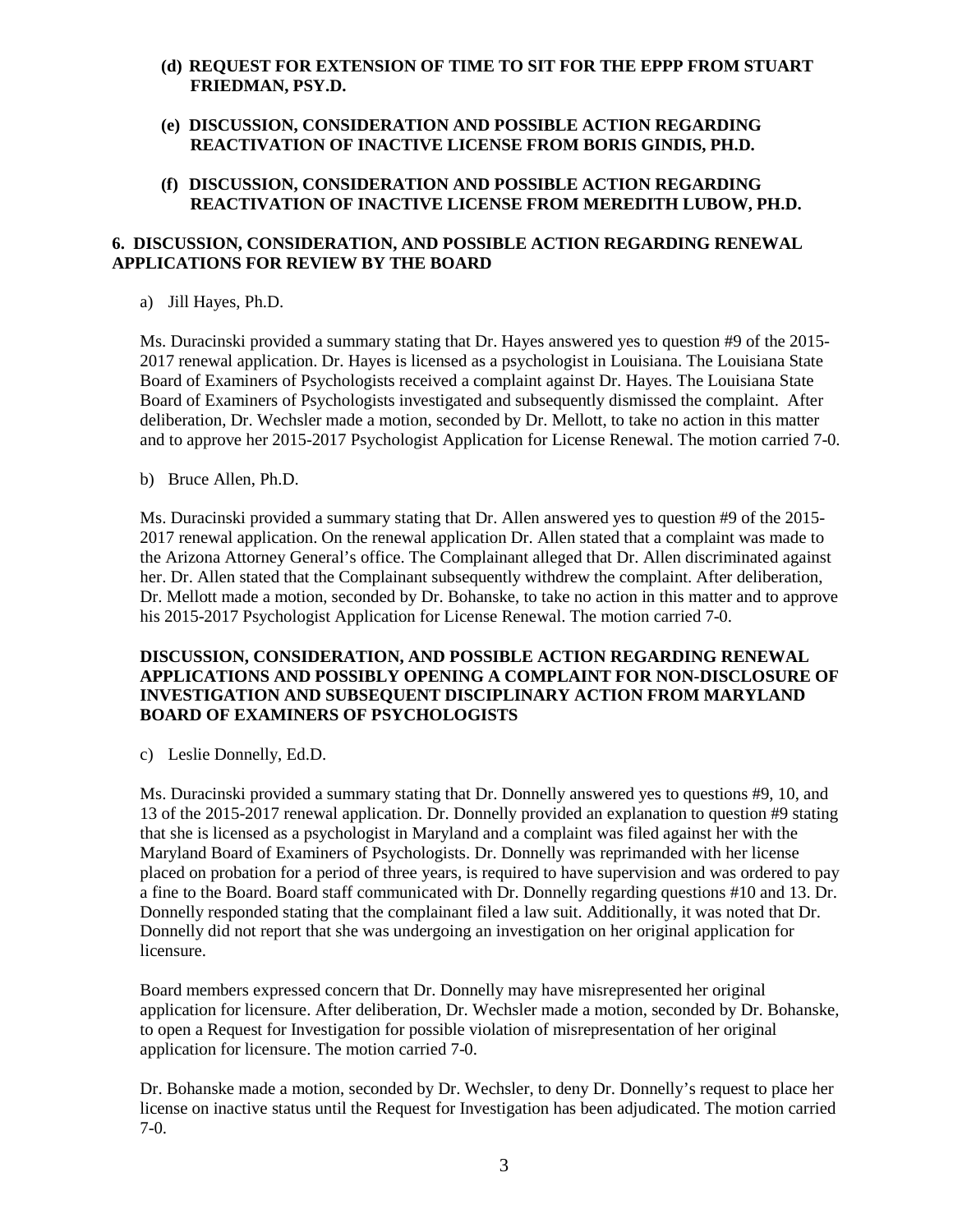**(d) REQUEST FOR EXTENSION OF TIME TO SIT FOR THE EPPP FROM STUART FRIEDMAN, PSY.D.**

**(e) DISCUSSION, CONSIDERATION AND POSSIBLE ACTION REGARDING REACTIVATION OF INACTIVE LICENSE FROM BORIS GINDIS, PH.D.**

**(f) DISCUSSION, CONSIDERATION AND POSSIBLE ACTION REGARDING REACTIVATION OF INACTIVE LICENSE FROM MEREDITH LUBOW, PH.D.**

**6. DISCUSSION, CONSIDERATION, AND POSSIBLE ACTION REGARDING RENEWAL APPLICATIONS FOR REVIEW BY THE BOARD**

a) Jill Hayes, Ph.D.

Ms. Duracinski provided a summary stating that Dr. Hayes answered yes to question #9 of the 2015-2017 renewal application. Dr. Hayes is licensed as a psychologist in Louisiana. The Louisiana State Board of Examiners of Psychologists received a complaint against Dr. Hayes. The Louisiana State Board of Examiners of Psychologists investigated and subsequently dismissed the complaint. After deliberation, Dr. Wechsler made a motion, seconded by Dr. Mellott, to take no action in this matter and to approve her 2015-2017 Psychologist Application for License Renewal. The motion carried 7-0.

b) Bruce Allen, Ph.D.

Ms. Duracinski provided a summary stating that Dr. Allen answered yes to question #9 of the 2015-2017 renewal application. On the renewal application Dr. Allen stated that a complaint was made to the Arizona Attorney General's office. The Complainant alleged that Dr. Allen discriminated against her. Dr. Allen stated that the Complainant subsequently withdrew the complaint. After deliberation, Dr. Mellott made a motion, seconded by Dr. Bohanske, to take no action in this matter and to approve his 2015-2017 Psychologist Application for License Renewal. The motion carried 7-0.

**DISCUSSION, CONSIDERATION, AND POSSIBLE ACTION REGARDING RENEWAL APPLICATIONS AND POSSIBLY OPENING A COMPLAINT FOR NON-DISCLOSURE OF INVESTIGATION AND SUBSEQUENT DISCIPLINARY ACTION FROM MARYLAND BOARD OF EXAMINERS OF PSYCHOLOGISTS**

c) Leslie Donnelly, Ed.D.

Ms. Duracinski provided a summary stating that Dr. Donnelly answered yes to questions #9, 10, and 13 of the 2015-2017 renewal application. Dr. Donnelly provided an explanation to question #9 stating that she is licensed as a psychologist in Maryland and a complaint was filed against her with the Maryland Board of Examiners of Psychologists. Dr. Donnelly was reprimanded with her license placed on probation for a period of three years, is required to have supervision and was ordered to pay a fine to the Board. Board staff communicated with Dr. Donnelly regarding questions #10 and 13. Dr. Donnelly responded stating that the complainant filed a law suit. Additionally, it was noted that Dr. Donnelly did not report that she was undergoing an investigation on her original application for licensure.

Board members expressed concern that Dr. Donnelly may have misrepresented her original application for licensure. After deliberation, Dr. Wechsler made a motion, seconded by Dr. Bohanske, to open a Request for Investigation for possible violation of misrepresentation of her original application for licensure. The motion carried 7-0.

Dr. Bohanske made a motion, seconded by Dr. Wechsler, to deny Dr. Donnelly's request to place her license on inactive status until the Request for Investigation has been adjudicated. The motion carried 7-0.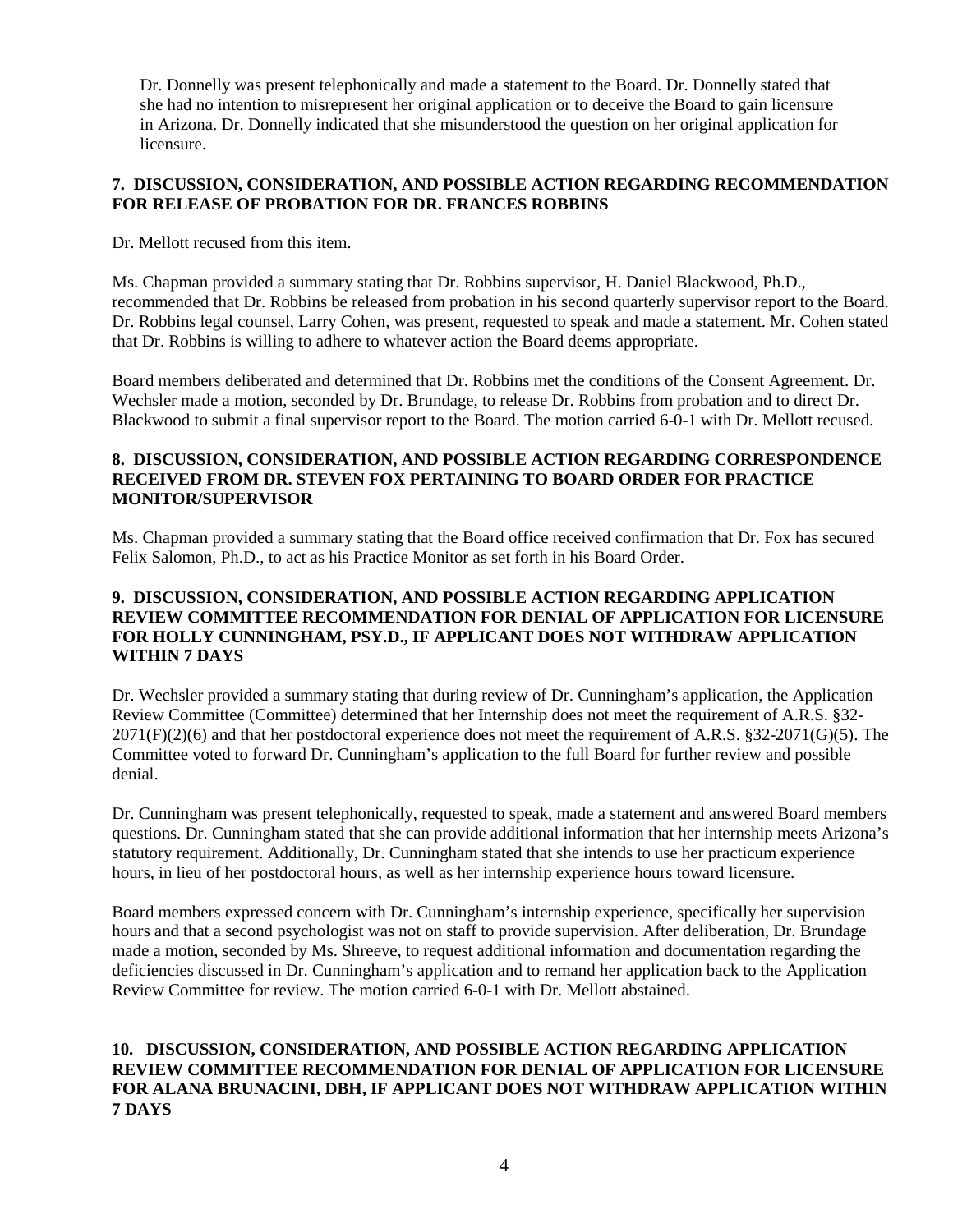Dr. Donnelly was present telephonically and made a statement to the Board. Dr. Donnelly stated that she had no intention to misrepresent her original application or to deceive the Board to gain licensure in Arizona. Dr. Donnelly indicated that she misunderstood the question on her original application for licensure.

**7. DISCUSSION, CONSIDERATION, AND POSSIBLE ACTION REGARDING RECOMMENDATION FOR RELEASE OF PROBATION FOR DR. FRANCES ROBBINS**

Dr. Mellott recused from this item.

Ms. Chapman provided a summary stating that Dr. Robbins supervisor, H. Daniel Blackwood, Ph.D., recommended that Dr. Robbins be released from probation in his second quarterly supervisor report to the Board. Dr. Robbins legal counsel, Larry Cohen, was present, requested to speak and made a statement. Mr. Cohen stated that Dr. Robbins is willing to adhere to whatever action the Board deems appropriate.

Board members deliberated and determined that Dr. Robbins met the conditions of the Consent Agreement. Dr. Wechsler made a motion, seconded by Dr. Brundage, to release Dr. Robbins from probation and to direct Dr. Blackwood to submit a final supervisor report to the Board. The motion carried 6-0-1 with Dr. Mellott recused.

**8. DISCUSSION, CONSIDERATION, AND POSSIBLE ACTION REGARDING CORRESPONDENCE RECEIVED FROM DR. STEVEN FOX PERTAINING TO BOARD ORDER FOR PRACTICE MONITOR/SUPERVISOR**

Ms. Chapman provided a summary stating that the Board office received confirmation that Dr. Fox has secured Felix Salomon, Ph.D., to act as his Practice Monitor as set forth in his Board Order.

**9. DISCUSSION, CONSIDERATION, AND POSSIBLE ACTION REGARDING APPLICATION REVIEW COMMITTEE RECOMMENDATION FOR DENIAL OF APPLICATION FOR LICENSURE FOR HOLLY CUNNINGHAM, PSY.D., IF APPLICANT DOES NOT WITHDRAW APPLICATION WITHIN 7 DAYS**

Dr. Wechsler provided a summary stating that during review of Dr. Cunningham's application, the Application Review Committee (Committee) determined that her Internship does not meet the requirement of A.R.S. §32-2071(F)(2)(6) and that her postdoctoral experience does not meet the requirement of A.R.S. §32-2071(G)(5). The Committee voted to forward Dr. Cunningham's application to the full Board for further review and possible denial.

Dr. Cunningham was present telephonically, requested to speak, made a statement and answered Board members questions. Dr. Cunningham stated that she can provide additional information that her internship meets Arizona's statutory requirement. Additionally, Dr. Cunningham stated that she intends to use her practicum experience hours, in lieu of her postdoctoral hours, as well as her internship experience hours toward licensure.

Board members expressed concern with Dr. Cunningham's internship experience, specifically her supervision hours and that a second psychologist was not on staff to provide supervision. After deliberation, Dr. Brundage made a motion, seconded by Ms. Shreeve, to request additional information and documentation regarding the deficiencies discussed in Dr. Cunningham's application and to remand her application back to the Application Review Committee for review. The motion carried 6-0-1 with Dr. Mellott abstained.

**10. DISCUSSION, CONSIDERATION, AND POSSIBLE ACTION REGARDING APPLICATION REVIEW COMMITTEE RECOMMENDATION FOR DENIAL OF APPLICATION FOR LICENSURE FOR ALANA BRUNACINI, DBH, IF APPLICANT DOES NOT WITHDRAW APPLICATION WITHIN 7 DAYS**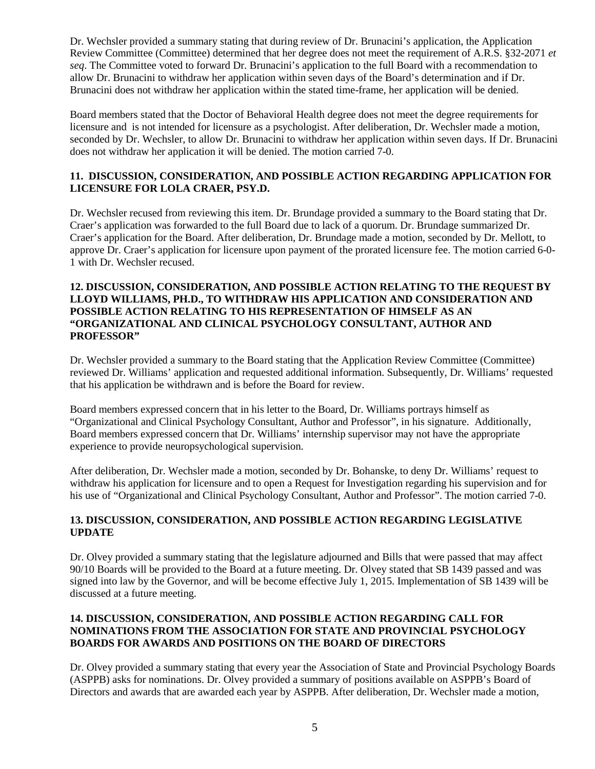Dr. Wechsler provided a summary stating that during review of Dr. Brunacini's application, the Application Review Committee (Committee) determined that her degree does not meet the requirement of A.R.S. §32-2071 *et seq*. The Committee voted to forward Dr. Brunacini's application to the full Board with a recommendation to allow Dr. Brunacini to withdraw her application within seven days of the Board's determination and if Dr. Brunacini does not withdraw her application within the stated time-frame, her application will be denied.

Board members stated that the Doctor of Behavioral Health degree does not meet the degree requirements for licensure and is not intended for licensure as a psychologist. After deliberation, Dr. Wechsler made a motion, seconded by Dr. Wechsler, to allow Dr. Brunacini to withdraw her application within seven days. If Dr. Brunacini does not withdraw her application it will be denied. The motion carried 7-0.

**11. DISCUSSION, CONSIDERATION, AND POSSIBLE ACTION REGARDING APPLICATION FOR LICENSURE FOR LOLA CRAER, PSY.D.**

Dr. Wechsler recused from reviewing this item. Dr. Brundage provided a summary to the Board stating that Dr. Craer's application was forwarded to the full Board due to lack of a quorum. Dr. Brundage summarized Dr. Craer's application for the Board. After deliberation, Dr. Brundage made a motion, seconded by Dr. Mellott, to approve Dr. Craer's application for licensure upon payment of the prorated licensure fee. The motion carried 6-0-1 with Dr. Wechsler recused.

**12. DISCUSSION, CONSIDERATION, AND POSSIBLE ACTION RELATING TO THE REQUEST BY LLOYD WILLIAMS, PH.D., TO WITHDRAW HIS APPLICATION AND CONSIDERATION AND POSSIBLE ACTION RELATING TO HIS REPRESENTATION OF HIMSELF AS AN "ORGANIZATIONAL AND CLINICAL PSYCHOLOGY CONSULTANT, AUTHOR AND PROFESSOR"**

Dr. Wechsler provided a summary to the Board stating that the Application Review Committee (Committee) reviewed Dr. Williams' application and requested additional information. Subsequently, Dr. Williams' requested that his application be withdrawn and is before the Board for review.

Board members expressed concern that in his letter to the Board, Dr. Williams portrays himself as "Organizational and Clinical Psychology Consultant, Author and Professor", in his signature. Additionally, Board members expressed concern that Dr. Williams' internship supervisor may not have the appropriate experience to provide neuropsychological supervision.

After deliberation, Dr. Wechsler made a motion, seconded by Dr. Bohanske, to deny Dr. Williams' request to withdraw his application for licensure and to open a Request for Investigation regarding his supervision and for his use of "Organizational and Clinical Psychology Consultant, Author and Professor". The motion carried 7-0.

**13. DISCUSSION, CONSIDERATION, AND POSSIBLE ACTION REGARDING LEGISLATIVE UPDATE**

Dr. Olvey provided a summary stating that the legislature adjourned and Bills that were passed that may affect 90/10 Boards will be provided to the Board at a future meeting. Dr. Olvey stated that SB 1439 passed and was signed into law by the Governor, and will be become effective July 1, 2015. Implementation of SB 1439 will be discussed at a future meeting.

**14. DISCUSSION, CONSIDERATION, AND POSSIBLE ACTION REGARDING CALL FOR NOMINATIONS FROM THE ASSOCIATION FOR STATE AND PROVINCIAL PSYCHOLOGY BOARDS FOR AWARDS AND POSITIONS ON THE BOARD OF DIRECTORS**

Dr. Olvey provided a summary stating that every year the Association of State and Provincial Psychology Boards (ASPPB) asks for nominations. Dr. Olvey provided a summary of positions available on ASPPB's Board of Directors and awards that are awarded each year by ASPPB. After deliberation, Dr. Wechsler made a motion,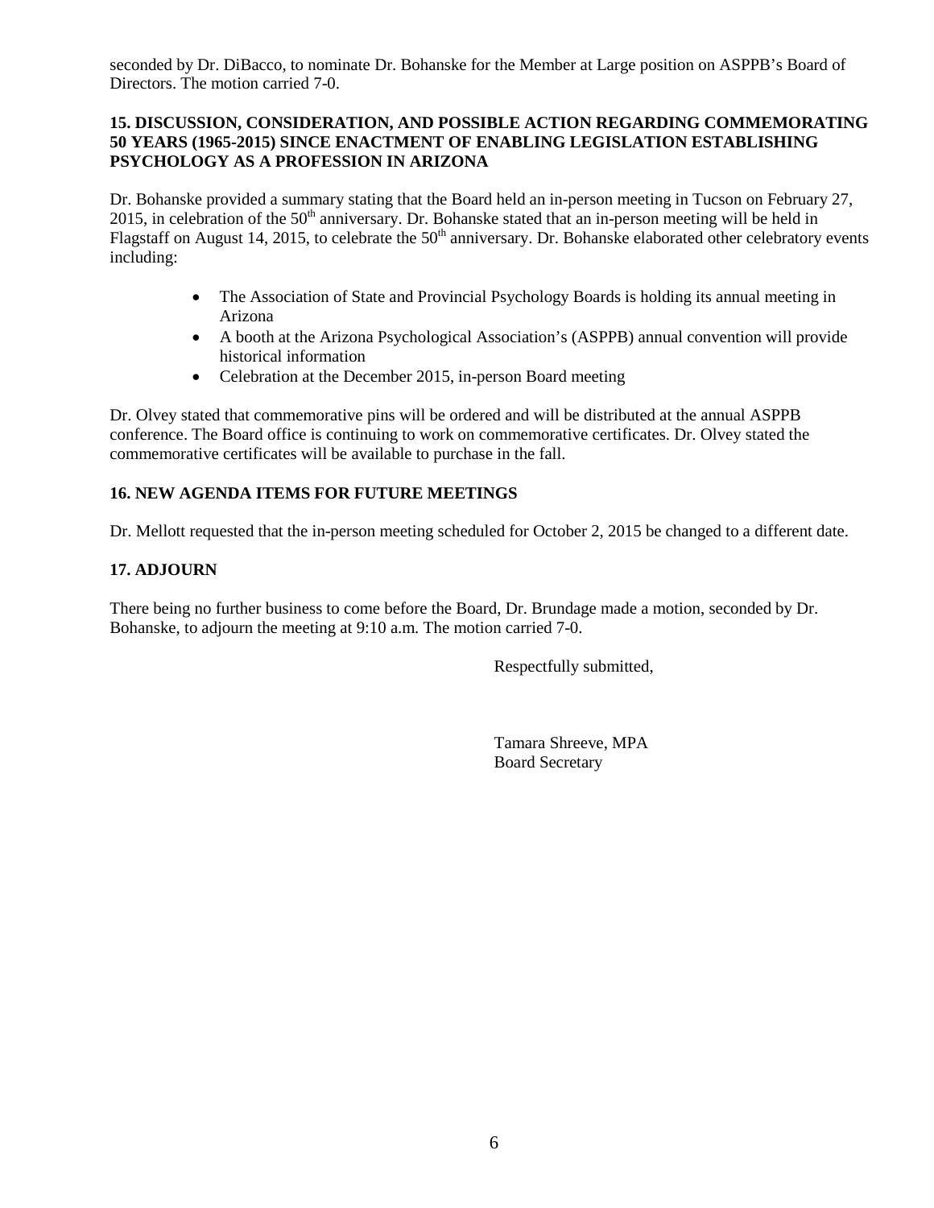seconded by Dr. DiBacco, to nominate Dr. Bohanske for the Member at Large position on ASPPB's Board of Directors. The motion carried 7-0.

**15. DISCUSSION, CONSIDERATION, AND POSSIBLE ACTION REGARDING COMMEMORATING 50 YEARS (1965-2015) SINCE ENACTMENT OF ENABLING LEGISLATION ESTABLISHING PSYCHOLOGY AS A PROFESSION IN ARIZONA**

Dr. Bohanske provided a summary stating that the Board held an in-person meeting in Tucson on February 27, 2015, in celebration of the 50th anniversary. Dr. Bohanske stated that an in-person meeting will be held in Flagstaff on August 14, 2015, to celebrate the 50th anniversary. Dr. Bohanske elaborated other celebratory events including:

- The Association of State and Provincial Psychology Boards is holding its annual meeting in Arizona
- A booth at the Arizona Psychological Association's (ASPPB) annual convention will provide historical information
- Celebration at the December 2015, in-person Board meeting

Dr. Olvey stated that commemorative pins will be ordered and will be distributed at the annual ASPPB conference. The Board office is continuing to work on commemorative certificates. Dr. Olvey stated the commemorative certificates will be available to purchase in the fall.

**16. NEW AGENDA ITEMS FOR FUTURE MEETINGS**

Dr. Mellott requested that the in-person meeting scheduled for October 2, 2015 be changed to a different date.

**17. ADJOURN**

There being no further business to come before the Board, Dr. Brundage made a motion, seconded by Dr. Bohanske, to adjourn the meeting at 9:10 a.m. The motion carried 7-0.

Respectfully submitted,

Tamara Shreeve, MPA
Board Secretary